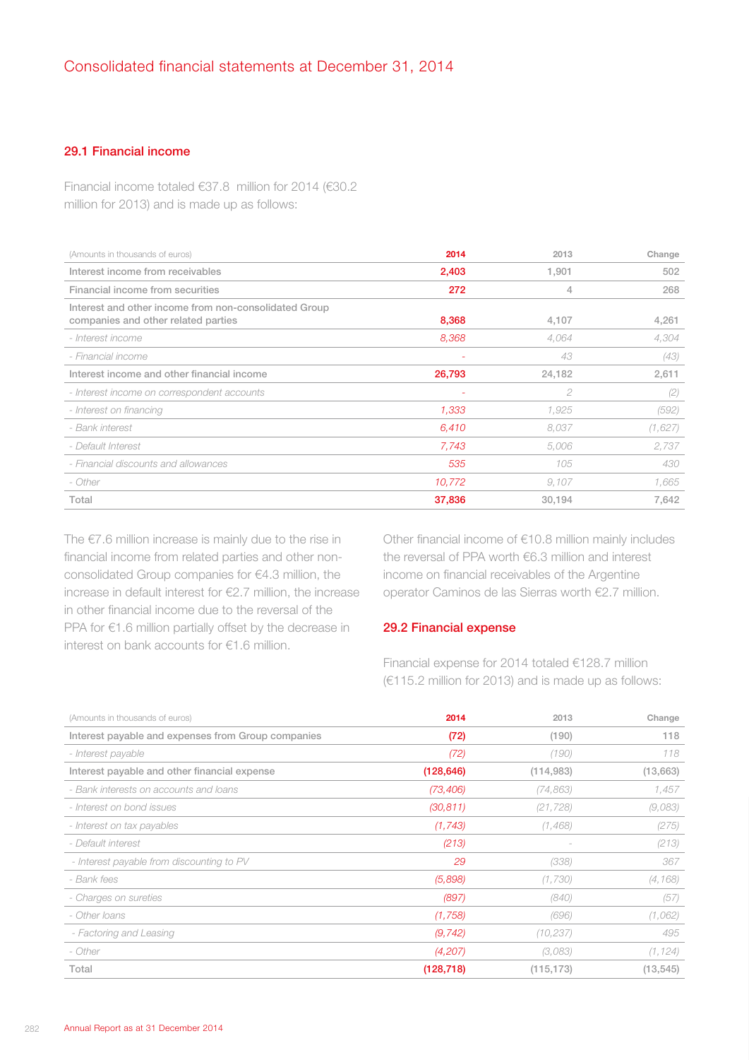# Consolidated financial statements at December 31, 2014

## 29.1 Financial income

Financial income totaled €37.8 million for 2014 (€30.2 million for 2013) and is made up as follows:

| (Amounts in thousands of euros) | 2014 | 2013 | Change |
|---|---|---|---|
| Interest income from receivables | 2,403 | 1,901 | 502 |
| Financial income from securities | 272 | 4 | 268 |
| Interest and other income from non-consolidated Group companies and other related parties | 8,368 | 4,107 | 4,261 |
| *- Interest income* | *8,368* | *4,064* | *4,304* |
| *- Financial income* | *-* | *43* | *(43)* |
| Interest income and other financial income | 26,793 | 24,182 | 2,611 |
| *- Interest income on correspondent accounts* | *-* | *2* | *(2)* |
| *- Interest on financing* | *1,333* | *1,925* | *(592)* |
| *- Bank interest* | *6,410* | *8,037* | *(1,627)* |
| *- Default Interest* | *7,743* | *5,006* | *2,737* |
| *- Financial discounts and allowances* | *535* | *105* | *430* |
| *- Other* | *10,772* | *9,107* | *1,665* |
| Total | 37,836 | 30,194 | 7,642 |

The €7.6 million increase is mainly due to the rise in financial income from related parties and other non-consolidated Group companies for €4.3 million, the increase in default interest for €2.7 million, the increase in other financial income due to the reversal of the PPA for €1.6 million partially offset by the decrease in interest on bank accounts for €1.6 million.

Other financial income of €10.8 million mainly includes the reversal of PPA worth €6.3 million and interest income on financial receivables of the Argentine operator Caminos de las Sierras worth €2.7 million.

## 29.2 Financial expense

Financial expense for 2014 totaled €128.7 million (€115.2 million for 2013) and is made up as follows:

| (Amounts in thousands of euros) | 2014 | 2013 | Change |
|---|---|---|---|
| Interest payable and expenses from Group companies | (72) | (190) | 118 |
| *- Interest payable* | *(72)* | *(190)* | *118* |
| Interest payable and other financial expense | (128,646) | (114,983) | (13,663) |
| *- Bank interests on accounts and loans* | *(73,406)* | *(74,863)* | *1,457* |
| *- Interest on bond issues* | *(30,811)* | *(21,728)* | *(9,083)* |
| *- Interest on tax payables* | *(1,743)* | *(1,468)* | *(275)* |
| *- Default interest* | *(213)* | *-* | *(213)* |
| *- Interest payable from discounting to PV* | *29* | *(338)* | *367* |
| *- Bank fees* | *(5,898)* | *(1,730)* | *(4,168)* |
| *- Charges on sureties* | *(897)* | *(840)* | *(57)* |
| *- Other loans* | *(1,758)* | *(696)* | *(1,062)* |
| *- Factoring and Leasing* | *(9,742)* | *(10,237)* | *495* |
| *- Other* | *(4,207)* | *(3,083)* | *(1,124)* |
| Total | (128,718) | (115,173) | (13,545) |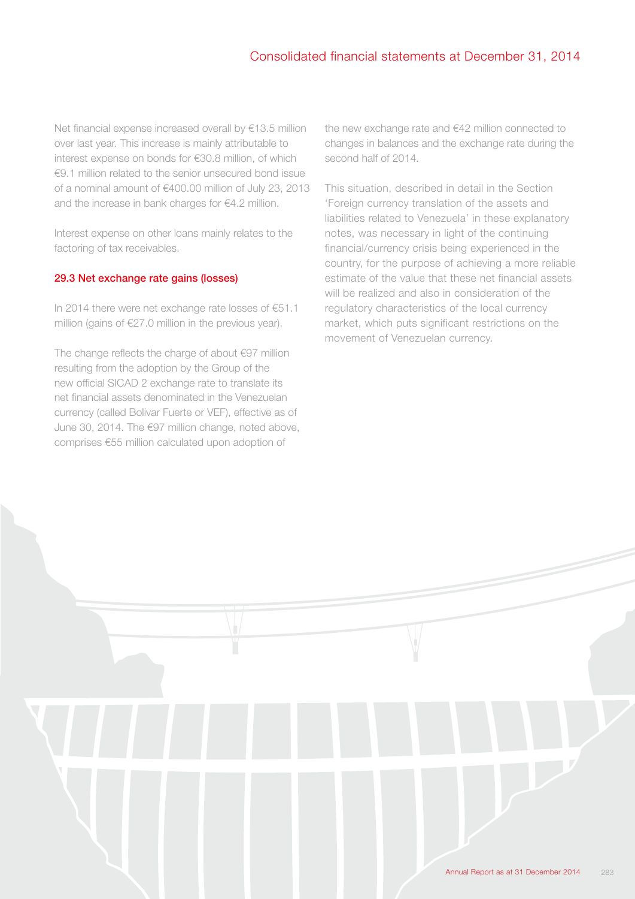Net financial expense increased overall by €13.5 million over last year. This increase is mainly attributable to interest expense on bonds for €30.8 million, of which €9.1 million related to the senior unsecured bond issue of a nominal amount of €400.00 million of July 23, 2013 and the increase in bank charges for €4.2 million.

Interest expense on other loans mainly relates to the factoring of tax receivables.

### 29.3 Net exchange rate gains (losses)

In 2014 there were net exchange rate losses of €51.1 million (gains of €27.0 million in the previous year).

The change reflects the charge of about €97 million resulting from the adoption by the Group of the new official SICAD 2 exchange rate to translate its net financial assets denominated in the Venezuelan currency (called Bolivar Fuerte or VEF), effective as of June 30, 2014. The €97 million change, noted above, comprises €55 million calculated upon adoption of the new exchange rate and €42 million connected to changes in balances and the exchange rate during the second half of 2014.

This situation, described in detail in the Section 'Foreign currency translation of the assets and liabilities related to Venezuela' in these explanatory notes, was necessary in light of the continuing financial/currency crisis being experienced in the country, for the purpose of achieving a more reliable estimate of the value that these net financial assets will be realized and also in consideration of the regulatory characteristics of the local currency market, which puts significant restrictions on the movement of Venezuelan currency.